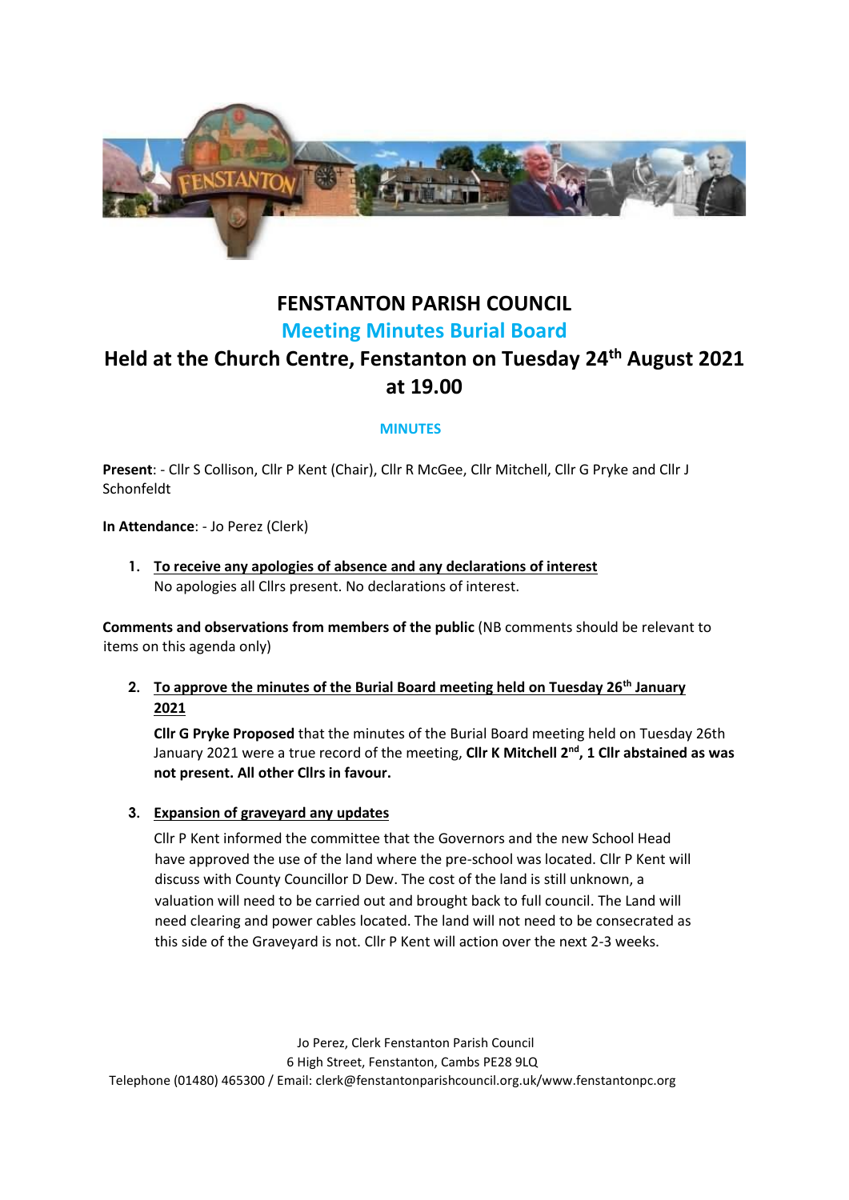# FENSTANTON PARISH COUNCIL

## Meeting Minutes Burial Board

## Held at the Church Centre, Fenstanton on Tuesday 24th August 2021 at 19.00

### MINUTES

**Present**: - Cllr S Collison, Cllr P Kent (Chair), Cllr R McGee, Cllr Mitchell, Cllr G Pryke and Cllr J Schonfeldt

**In Attendance**: - Jo Perez (Clerk)

1. **To receive any apologies of absence and any declarations of interest**
   No apologies all Cllrs present. No declarations of interest.

**Comments and observations from members of the public** (NB comments should be relevant to items on this agenda only)

2. **To approve the minutes of the Burial Board meeting held on Tuesday 26th January 2021**

   **Cllr G Pryke Proposed** that the minutes of the Burial Board meeting held on Tuesday 26th January 2021 were a true record of the meeting, **Cllr K Mitchell 2nd, 1 Cllr abstained as was not present. All other Cllrs in favour.**

3. **Expansion of graveyard any updates**

   Cllr P Kent informed the committee that the Governors and the new School Head have approved the use of the land where the pre-school was located. Cllr P Kent will discuss with County Councillor D Dew. The cost of the land is still unknown, a valuation will need to be carried out and brought back to full council. The Land will need clearing and power cables located. The land will not need to be consecrated as this side of the Graveyard is not. Cllr P Kent will action over the next 2-3 weeks.

Jo Perez, Clerk Fenstanton Parish Council
6 High Street, Fenstanton, Cambs PE28 9LQ
Telephone (01480) 465300 / Email: clerk@fenstantonparishcouncil.org.uk/www.fenstantonpc.org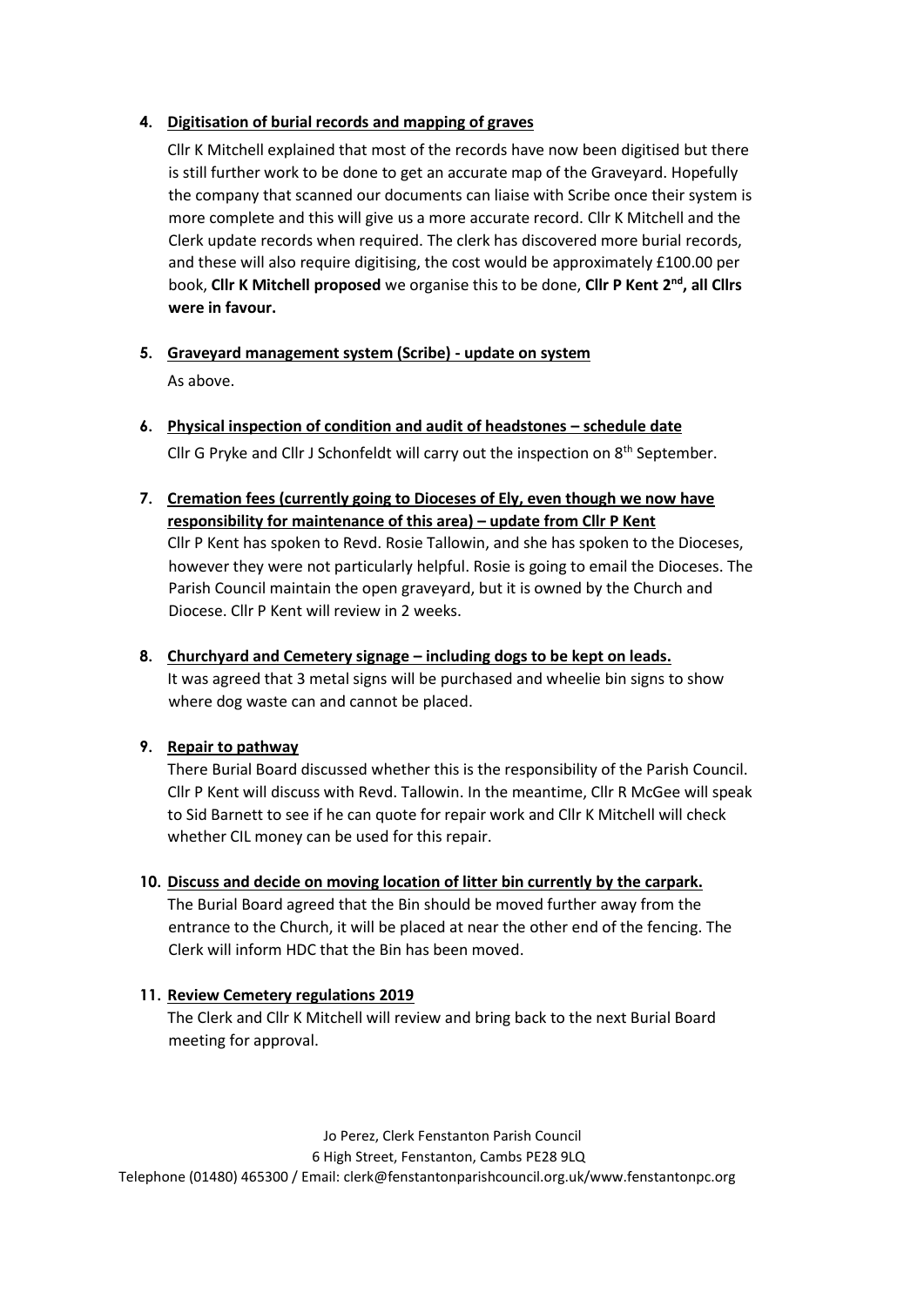4. **Digitisation of burial records and mapping of graves**

   Cllr K Mitchell explained that most of the records have now been digitised but there is still further work to be done to get an accurate map of the Graveyard. Hopefully the company that scanned our documents can liaise with Scribe once their system is more complete and this will give us a more accurate record. Cllr K Mitchell and the Clerk update records when required. The clerk has discovered more burial records, and these will also require digitising, the cost would be approximately £100.00 per book, **Cllr K Mitchell proposed** we organise this to be done, **Cllr P Kent 2nd, all Cllrs were in favour.**

5. **Graveyard management system (Scribe) - update on system**

   As above.

6. **Physical inspection of condition and audit of headstones – schedule date**

   Cllr G Pryke and Cllr J Schonfeldt will carry out the inspection on 8th September.

7. **Cremation fees (currently going to Dioceses of Ely, even though we now have responsibility for maintenance of this area) – update from Cllr P Kent**

   Cllr P Kent has spoken to Revd. Rosie Tallowin, and she has spoken to the Dioceses, however they were not particularly helpful. Rosie is going to email the Dioceses. The Parish Council maintain the open graveyard, but it is owned by the Church and Diocese. Cllr P Kent will review in 2 weeks.

8. **Churchyard and Cemetery signage – including dogs to be kept on leads.**

   It was agreed that 3 metal signs will be purchased and wheelie bin signs to show where dog waste can and cannot be placed.

9. **Repair to pathway**

   There Burial Board discussed whether this is the responsibility of the Parish Council. Cllr P Kent will discuss with Revd. Tallowin. In the meantime, Cllr R McGee will speak to Sid Barnett to see if he can quote for repair work and Cllr K Mitchell will check whether CIL money can be used for this repair.

10. **Discuss and decide on moving location of litter bin currently by the carpark.**

    The Burial Board agreed that the Bin should be moved further away from the entrance to the Church, it will be placed at near the other end of the fencing. The Clerk will inform HDC that the Bin has been moved.

11. **Review Cemetery regulations 2019**

    The Clerk and Cllr K Mitchell will review and bring back to the next Burial Board meeting for approval.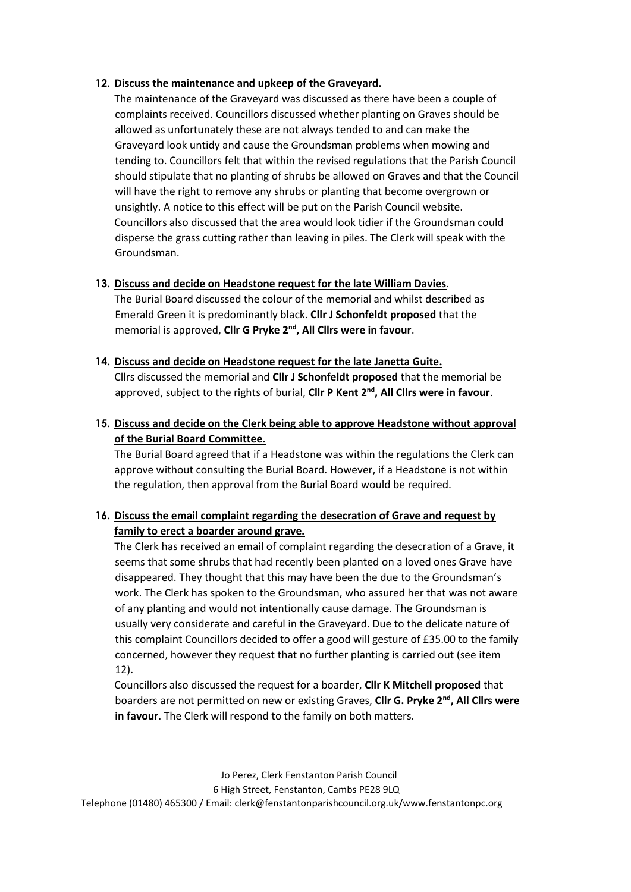12. **Discuss the maintenance and upkeep of the Graveyard.**

The maintenance of the Graveyard was discussed as there have been a couple of complaints received. Councillors discussed whether planting on Graves should be allowed as unfortunately these are not always tended to and can make the Graveyard look untidy and cause the Groundsman problems when mowing and tending to. Councillors felt that within the revised regulations that the Parish Council should stipulate that no planting of shrubs be allowed on Graves and that the Council will have the right to remove any shrubs or planting that become overgrown or unsightly. A notice to this effect will be put on the Parish Council website. Councillors also discussed that the area would look tidier if the Groundsman could disperse the grass cutting rather than leaving in piles. The Clerk will speak with the Groundsman.

13. **Discuss and decide on Headstone request for the late William Davies**.

The Burial Board discussed the colour of the memorial and whilst described as Emerald Green it is predominantly black. **Cllr J Schonfeldt proposed** that the memorial is approved, **Cllr G Pryke 2nd, All Cllrs were in favour**.

14. **Discuss and decide on Headstone request for the late Janetta Guite.**

Cllrs discussed the memorial and **Cllr J Schonfeldt proposed** that the memorial be approved, subject to the rights of burial, **Cllr P Kent 2nd, All Cllrs were in favour**.

15. **Discuss and decide on the Clerk being able to approve Headstone without approval of the Burial Board Committee.**

The Burial Board agreed that if a Headstone was within the regulations the Clerk can approve without consulting the Burial Board. However, if a Headstone is not within the regulation, then approval from the Burial Board would be required.

16. **Discuss the email complaint regarding the desecration of Grave and request by family to erect a boarder around grave.**

The Clerk has received an email of complaint regarding the desecration of a Grave, it seems that some shrubs that had recently been planted on a loved ones Grave have disappeared. They thought that this may have been the due to the Groundsman's work. The Clerk has spoken to the Groundsman, who assured her that was not aware of any planting and would not intentionally cause damage. The Groundsman is usually very considerate and careful in the Graveyard. Due to the delicate nature of this complaint Councillors decided to offer a good will gesture of £35.00 to the family concerned, however they request that no further planting is carried out (see item 12).

Councillors also discussed the request for a boarder, **Cllr K Mitchell proposed** that boarders are not permitted on new or existing Graves, **Cllr G. Pryke 2nd, All Cllrs were in favour**. The Clerk will respond to the family on both matters.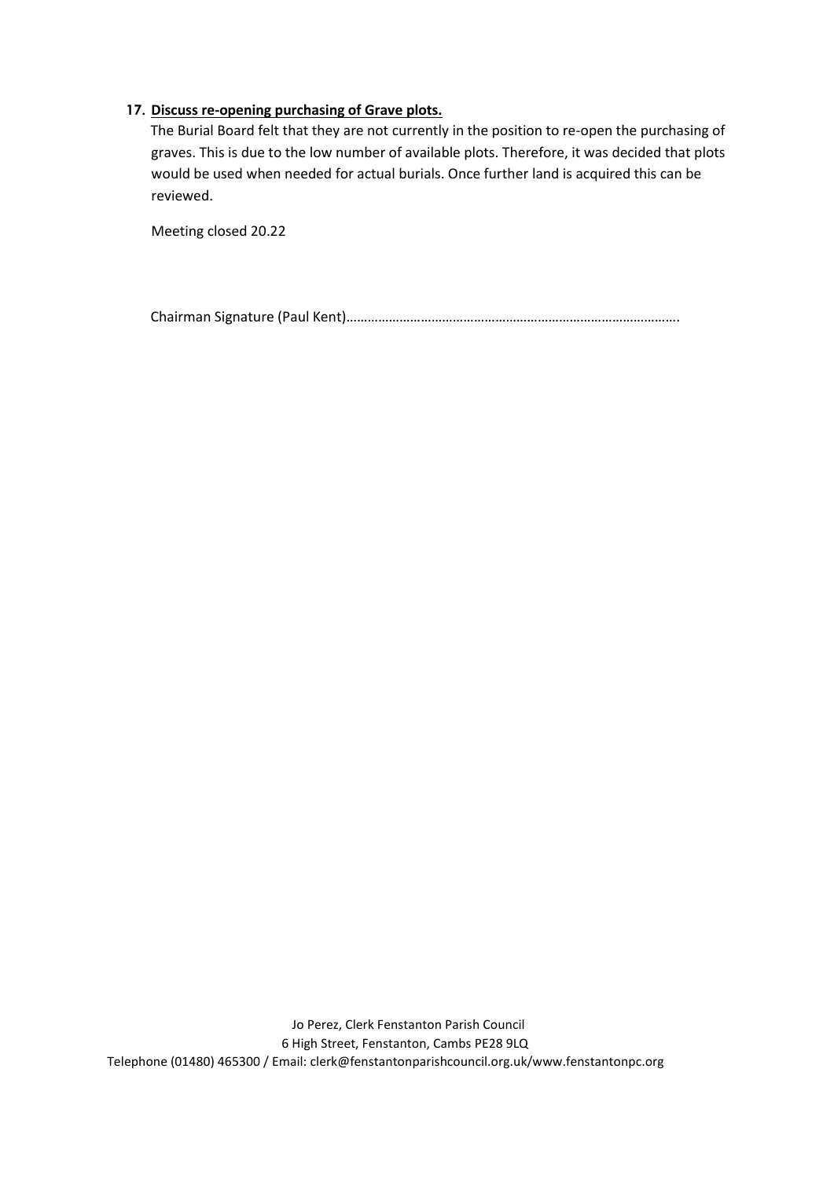17. **Discuss re-opening purchasing of Grave plots.**

The Burial Board felt that they are not currently in the position to re-open the purchasing of graves. This is due to the low number of available plots. Therefore, it was decided that plots would be used when needed for actual burials. Once further land is acquired this can be reviewed.

Meeting closed 20.22

Chairman Signature (Paul Kent)…………………………………………………………………………………

Jo Perez, Clerk Fenstanton Parish Council
6 High Street, Fenstanton, Cambs PE28 9LQ
Telephone (01480) 465300 / Email: clerk@fenstantonparishcouncil.org.uk/www.fenstantonpc.org